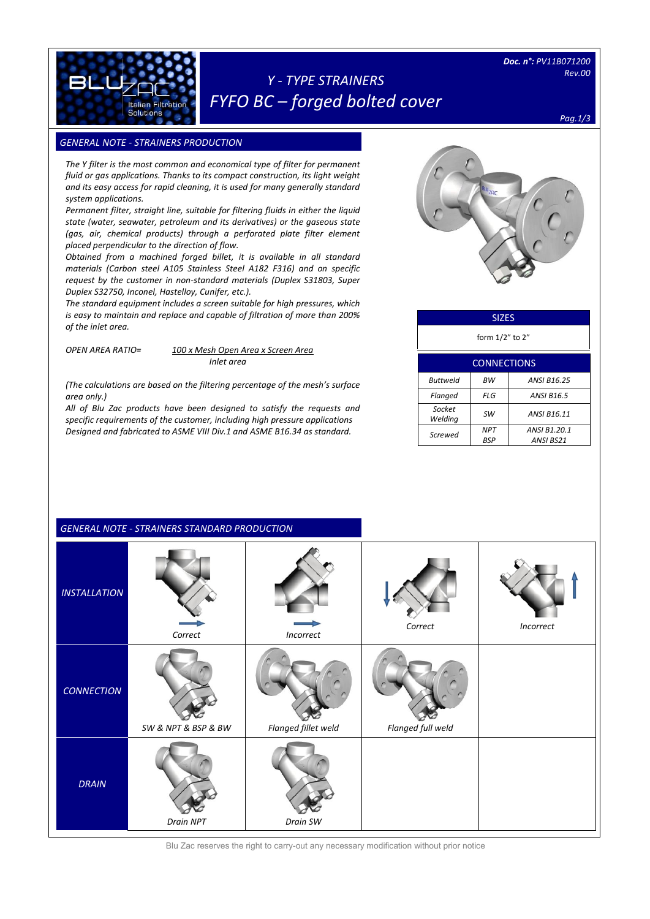Doc. n°: PV11B071200
Rev.00

# Y - TYPE STRAINERS
# FYFO BC – forged bolted cover

## GENERAL NOTE - STRAINERS PRODUCTION

*The Y filter is the most common and economical type of filter for permanent fluid or gas applications. Thanks to its compact construction, its light weight and its easy access for rapid cleaning, it is used for many generally standard system applications.*

*Permanent filter, straight line, suitable for filtering fluids in either the liquid state (water, seawater, petroleum and its derivatives) or the gaseous state (gas, air, chemical products) through a perforated plate filter element placed perpendicular to the direction of flow.*

*Obtained from a machined forged billet, it is available in all standard materials (Carbon steel A105 Stainless Steel A182 F316) and on specific request by the customer in non-standard materials (Duplex S31803, Super Duplex S32750, Inconel, Hastelloy, Cunifer, etc.).*

*The standard equipment includes a screen suitable for high pressures, which is easy to maintain and replace and capable of filtration of more than 200% of the inlet area.*

$$\text{OPEN AREA RATIO} = \frac{100 \times \text{Mesh Open Area} \times \text{Screen Area}}{\text{Inlet area}}$$

*(The calculations are based on the filtering percentage of the mesh's surface area only.)*

*All of Blu Zac products have been designed to satisfy the requests and specific requirements of the customer, including high pressure applications Designed and fabricated to ASME VIII Div.1 and ASME B16.34 as standard.*

| SIZES |
|---|
| form 1/2" to 2" |

| CONNECTIONS | | |
|---|---|---|
| Buttweld | BW | ANSI B16.25 |
| Flanged | FLG | ANSI B16.5 |
| Socket Welding | SW | ANSI B16.11 |
| Screwed | NPT BSP | ANSI B1.20.1 ANSI BS21 |

## GENERAL NOTE - STRAINERS STANDARD PRODUCTION

| | | | | |
|---|---|---|---|---|
| INSTALLATION | Correct | Incorrect | Correct | Incorrect |
| CONNECTION | SW & NPT & BSP & BW | Flanged fillet weld | Flanged full weld | |
| DRAIN | Drain NPT | Drain SW | | |

Blu Zac reserves the right to carry-out any necessary modification without prior notice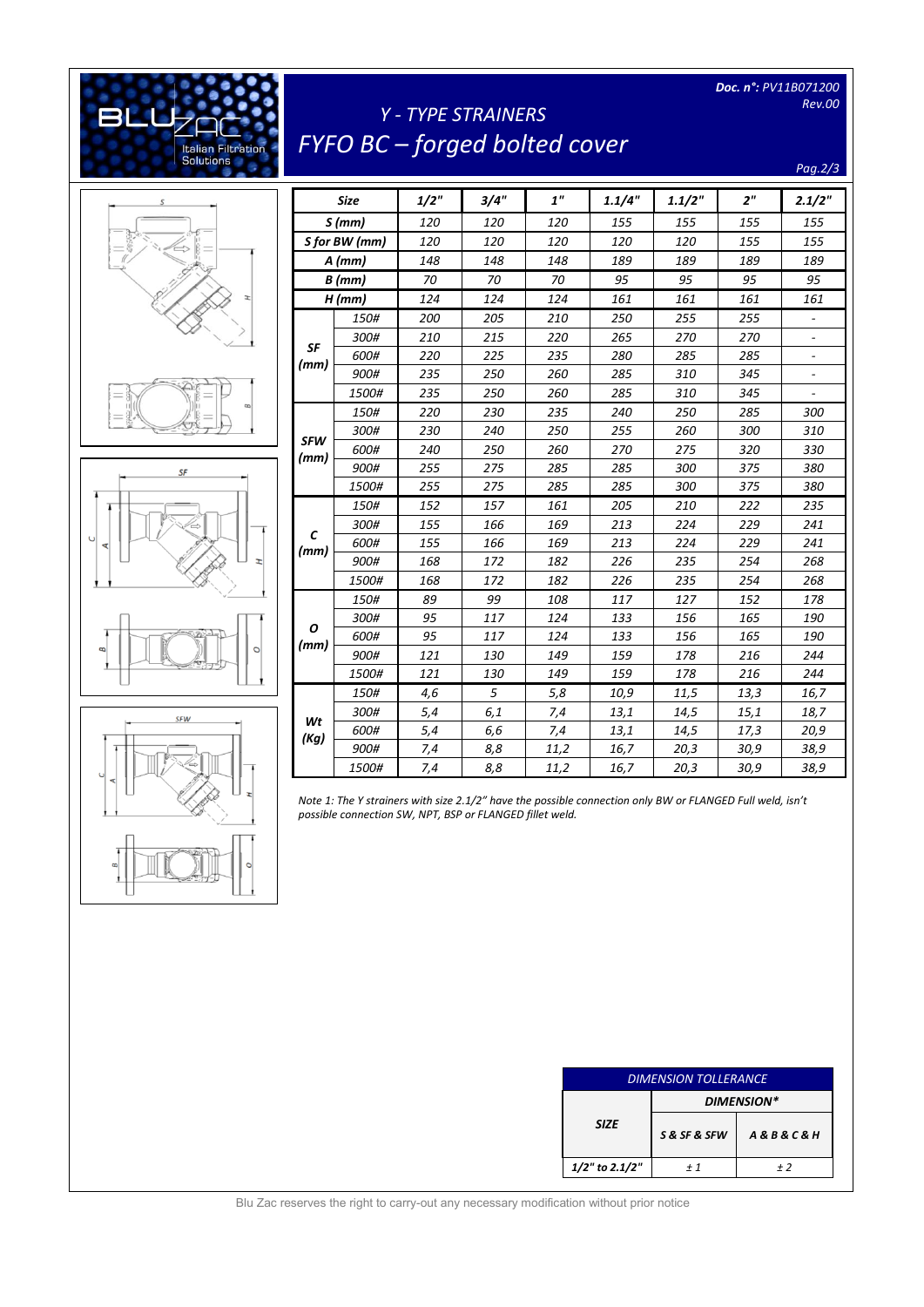# Y - TYPE STRAINERS

## FYFO BC – forged bolted cover

*Doc. n°: PV11B071200*
*Rev.00*

| Size | | 1/2" | 3/4" | 1" | 1.1/4" | 1.1/2" | 2" | 2.1/2" |
|---|---|---|---|---|---|---|---|---|
| S (mm) | | 120 | 120 | 120 | 155 | 155 | 155 | 155 |
| S for BW (mm) | | 120 | 120 | 120 | 120 | 120 | 155 | 155 |
| A (mm) | | 148 | 148 | 148 | 189 | 189 | 189 | 189 |
| B (mm) | | 70 | 70 | 70 | 95 | 95 | 95 | 95 |
| H (mm) | | 124 | 124 | 124 | 161 | 161 | 161 | 161 |
| SF (mm) | 150# | 200 | 205 | 210 | 250 | 255 | 255 | - |
| | 300# | 210 | 215 | 220 | 265 | 270 | 270 | - |
| | 600# | 220 | 225 | 235 | 280 | 285 | 285 | - |
| | 900# | 235 | 250 | 260 | 285 | 310 | 345 | - |
| | 1500# | 235 | 250 | 260 | 285 | 310 | 345 | - |
| SFW (mm) | 150# | 220 | 230 | 235 | 240 | 250 | 285 | 300 |
| | 300# | 230 | 240 | 250 | 255 | 260 | 300 | 310 |
| | 600# | 240 | 250 | 260 | 270 | 275 | 320 | 330 |
| | 900# | 255 | 275 | 285 | 285 | 300 | 375 | 380 |
| | 1500# | 255 | 275 | 285 | 285 | 300 | 375 | 380 |
| C (mm) | 150# | 152 | 157 | 161 | 205 | 210 | 222 | 235 |
| | 300# | 155 | 166 | 169 | 213 | 224 | 229 | 241 |
| | 600# | 155 | 166 | 169 | 213 | 224 | 229 | 241 |
| | 900# | 168 | 172 | 182 | 226 | 235 | 254 | 268 |
| | 1500# | 168 | 172 | 182 | 226 | 235 | 254 | 268 |
| O (mm) | 150# | 89 | 99 | 108 | 117 | 127 | 152 | 178 |
| | 300# | 95 | 117 | 124 | 133 | 156 | 165 | 190 |
| | 600# | 95 | 117 | 124 | 133 | 156 | 165 | 190 |
| | 900# | 121 | 130 | 149 | 159 | 178 | 216 | 244 |
| | 1500# | 121 | 130 | 149 | 159 | 178 | 216 | 244 |
| Wt (Kg) | 150# | 4,6 | 5 | 5,8 | 10,9 | 11,5 | 13,3 | 16,7 |
| | 300# | 5,4 | 6,1 | 7,4 | 13,1 | 14,5 | 15,1 | 18,7 |
| | 600# | 5,4 | 6,6 | 7,4 | 13,1 | 14,5 | 17,3 | 20,9 |
| | 900# | 7,4 | 8,8 | 11,2 | 16,7 | 20,3 | 30,9 | 38,9 |
| | 1500# | 7,4 | 8,8 | 11,2 | 16,7 | 20,3 | 30,9 | 38,9 |

*Note 1: The Y strainers with size 2.1/2" have the possible connection only BW or FLANGED Full weld, isn't possible connection SW, NPT, BSP or FLANGED fillet weld.*

| DIMENSION TOLLERANCE | | |
|---|---|---|
| SIZE | DIMENSION* | |
| | S & SF & SFW | A & B & C & H |
| 1/2" to 2.1/2" | ± 1 | ± 2 |

Blu Zac reserves the right to carry-out any necessary modification without prior notice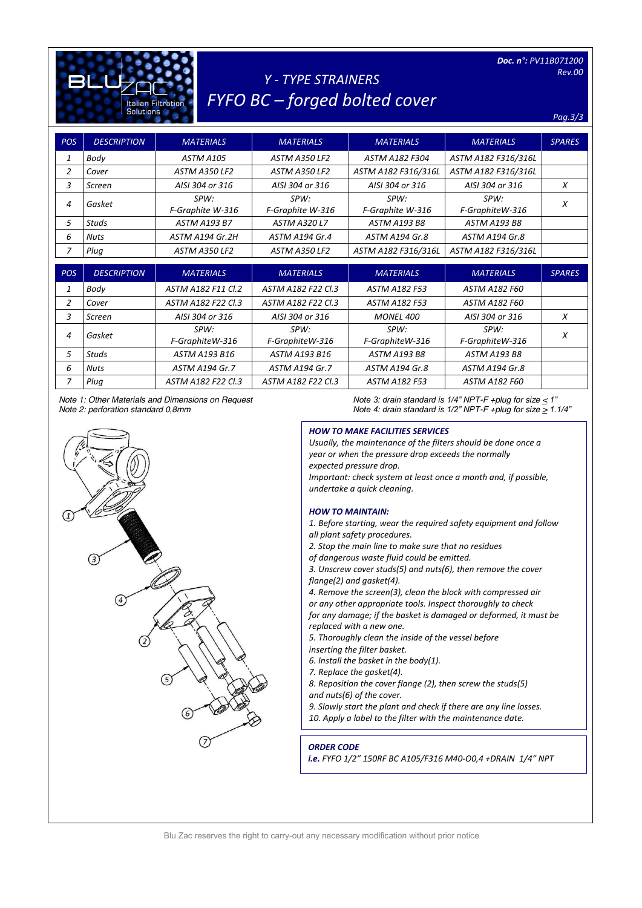# Y - TYPE STRAINERS

## FYFO BC – forged bolted cover

**Doc. n°:** PV11B071200 Rev.00

| POS | DESCRIPTION | MATERIALS | MATERIALS | MATERIALS | MATERIALS | SPARES |
|---|---|---|---|---|---|---|
| 1 | Body | ASTM A105 | ASTM A350 LF2 | ASTM A182 F304 | ASTM A182 F316/316L | |
| 2 | Cover | ASTM A350 LF2 | ASTM A350 LF2 | ASTM A182 F316/316L | ASTM A182 F316/316L | |
| 3 | Screen | AISI 304 or 316 | AISI 304 or 316 | AISI 304 or 316 | AISI 304 or 316 | X |
| 4 | Gasket | SPW: F-Graphite W-316 | SPW: F-Graphite W-316 | SPW: F-Graphite W-316 | SPW: F-GraphiteW-316 | X |
| 5 | Studs | ASTM A193 B7 | ASTM A320 L7 | ASTM A193 B8 | ASTM A193 B8 | |
| 6 | Nuts | ASTM A194 Gr.2H | ASTM A194 Gr.4 | ASTM A194 Gr.8 | ASTM A194 Gr.8 | |
| 7 | Plug | ASTM A350 LF2 | ASTM A350 LF2 | ASTM A182 F316/316L | ASTM A182 F316/316L | |

| POS | DESCRIPTION | MATERIALS | MATERIALS | MATERIALS | MATERIALS | SPARES |
|---|---|---|---|---|---|---|
| 1 | Body | ASTM A182 F11 Cl.2 | ASTM A182 F22 Cl.3 | ASTM A182 F53 | ASTM A182 F60 | |
| 2 | Cover | ASTM A182 F22 Cl.3 | ASTM A182 F22 Cl.3 | ASTM A182 F53 | ASTM A182 F60 | |
| 3 | Screen | AISI 304 or 316 | AISI 304 or 316 | MONEL 400 | AISI 304 or 316 | X |
| 4 | Gasket | SPW: F-GraphiteW-316 | SPW: F-GraphiteW-316 | SPW: F-GraphiteW-316 | SPW: F-GraphiteW-316 | X |
| 5 | Studs | ASTM A193 B16 | ASTM A193 B16 | ASTM A193 B8 | ASTM A193 B8 | |
| 6 | Nuts | ASTM A194 Gr.7 | ASTM A194 Gr.7 | ASTM A194 Gr.8 | ASTM A194 Gr.8 | |
| 7 | Plug | ASTM A182 F22 Cl.3 | ASTM A182 F22 Cl.3 | ASTM A182 F53 | ASTM A182 F60 | |

Note 1: Other Materials and Dimensions on Request
Note 2: perforation standard 0,8mm

Note 3: drain standard is 1/4" NPT-F +plug for size ≤ 1"
Note 4: drain standard is 1/2" NPT-F +plug for size ≥ 1.1/4"

### HOW TO MAKE FACILITIES SERVICES

*Usually, the maintenance of the filters should be done once a year or when the pressure drop exceeds the normally expected pressure drop.*
*Important: check system at least once a month and, if possible, undertake a quick cleaning.*

### HOW TO MAINTAIN:

1. Before starting, wear the required safety equipment and follow all plant safety procedures.
2. Stop the main line to make sure that no residues of dangerous waste fluid could be emitted.
3. Unscrew cover studs(5) and nuts(6), then remove the cover flange(2) and gasket(4).
4. Remove the screen(3), clean the block with compressed air or any other appropriate tools. Inspect thoroughly to check for any damage; if the basket is damaged or deformed, it must be replaced with a new one.
5. Thoroughly clean the inside of the vessel before inserting the filter basket.
6. Install the basket in the body(1).
7. Replace the gasket(4).
8. Reposition the cover flange (2), then screw the studs(5) and nuts(6) of the cover.
9. Slowly start the plant and check if there are any line losses.
10. Apply a label to the filter with the maintenance date.

### ORDER CODE

***i.e.*** *FYFO 1/2" 150RF BC A105/F316 M40-O0,4 +DRAIN 1/4" NPT*

Blu Zac reserves the right to carry-out any necessary modification without prior notice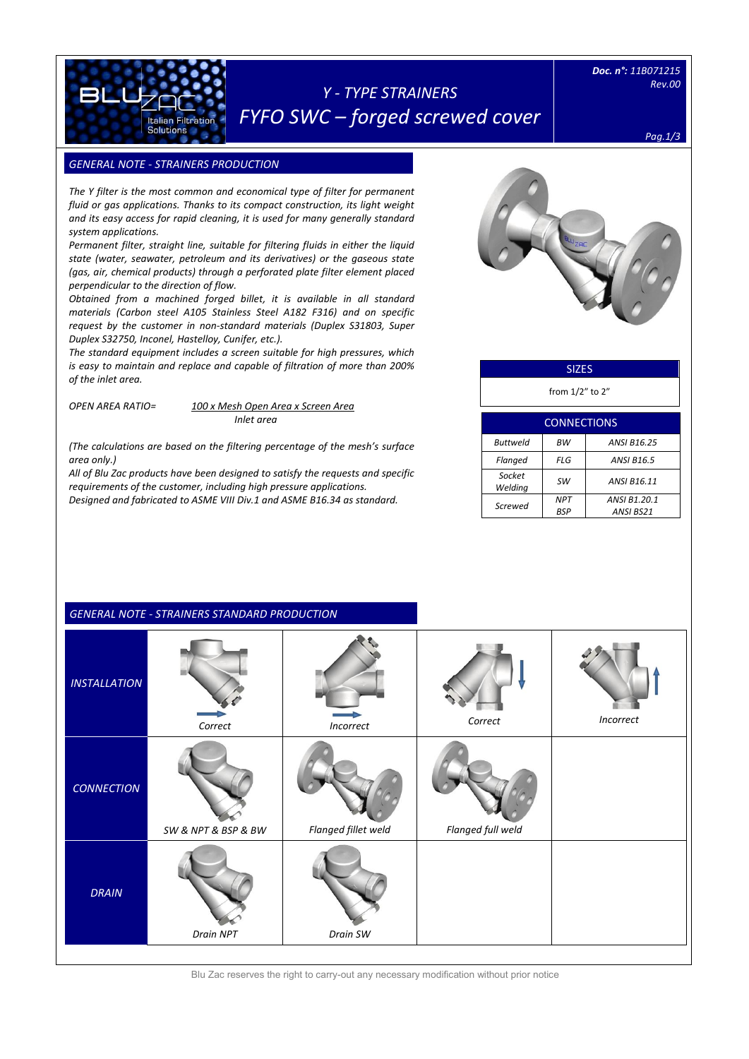# Y - TYPE STRAINERS

## FYFO SWC – forged screwed cover

**Doc. n°:** 11B071215
Rev.00

### GENERAL NOTE - STRAINERS PRODUCTION

*The Y filter is the most common and economical type of filter for permanent fluid or gas applications. Thanks to its compact construction, its light weight and its easy access for rapid cleaning, it is used for many generally standard system applications.*

*Permanent filter, straight line, suitable for filtering fluids in either the liquid state (water, seawater, petroleum and its derivatives) or the gaseous state (gas, air, chemical products) through a perforated plate filter element placed perpendicular to the direction of flow.*

*Obtained from a machined forged billet, it is available in all standard materials (Carbon steel A105 Stainless Steel A182 F316) and on specific request by the customer in non-standard materials (Duplex S31803, Super Duplex S32750, Inconel, Hastelloy, Cunifer, etc.).*

*The standard equipment includes a screen suitable for high pressures, which is easy to maintain and replace and capable of filtration of more than 200% of the inlet area.*

*OPEN AREA RATIO=* $\dfrac{\text{100 x Mesh Open Area x Screen Area}}{\text{Inlet area}}$

*(The calculations are based on the filtering percentage of the mesh's surface area only.)*

*All of Blu Zac products have been designed to satisfy the requests and specific requirements of the customer, including high pressure applications.*

*Designed and fabricated to ASME VIII Div.1 and ASME B16.34 as standard.*

| SIZES |
|---|
| from 1/2" to 2" |

| CONNECTIONS | | |
|---|---|---|
| Buttweld | BW | ANSI B16.25 |
| Flanged | FLG | ANSI B16.5 |
| Socket Welding | SW | ANSI B16.11 |
| Screwed | NPT<br>BSP | ANSI B1.20.1<br>ANSI BS21 |

### GENERAL NOTE - STRAINERS STANDARD PRODUCTION

| | | | | |
|---|---|---|---|---|
| INSTALLATION | Correct | Incorrect | Correct | Incorrect |
| CONNECTION | SW & NPT & BSP & BW | Flanged fillet weld | Flanged full weld | |
| DRAIN | Drain NPT | Drain SW | | |

Blu Zac reserves the right to carry-out any necessary modification without prior notice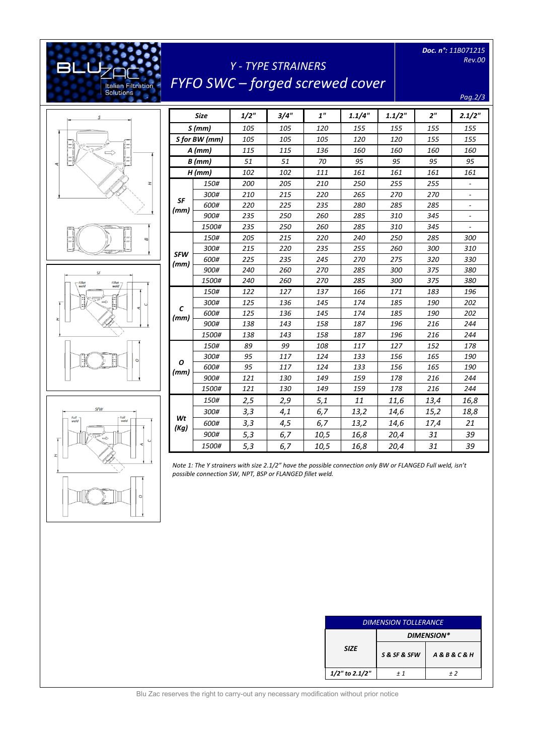# Y - TYPE STRAINERS

## FYFO SWC – forged screwed cover

**Doc. n°: 11B071215**
Rev.00

| Size | | 1/2" | 3/4" | 1" | 1.1/4" | 1.1/2" | 2" | 2.1/2" |
|---|---|---|---|---|---|---|---|---|
| S (mm) | | 105 | 105 | 120 | 155 | 155 | 155 | 155 |
| S for BW (mm) | | 105 | 105 | 105 | 120 | 120 | 155 | 155 |
| A (mm) | | 115 | 115 | 136 | 160 | 160 | 160 | 160 |
| B (mm) | | 51 | 51 | 70 | 95 | 95 | 95 | 95 |
| H (mm) | | 102 | 102 | 111 | 161 | 161 | 161 | 161 |
| SF (mm) | 150# | 200 | 205 | 210 | 250 | 255 | 255 | - |
| | 300# | 210 | 215 | 220 | 265 | 270 | 270 | - |
| | 600# | 220 | 225 | 235 | 280 | 285 | 285 | - |
| | 900# | 235 | 250 | 260 | 285 | 310 | 345 | - |
| | 1500# | 235 | 250 | 260 | 285 | 310 | 345 | - |
| SFW (mm) | 150# | 205 | 215 | 220 | 240 | 250 | 285 | 300 |
| | 300# | 215 | 220 | 235 | 255 | 260 | 300 | 310 |
| | 600# | 225 | 235 | 245 | 270 | 275 | 320 | 330 |
| | 900# | 240 | 260 | 270 | 285 | 300 | 375 | 380 |
| | 1500# | 240 | 260 | 270 | 285 | 300 | 375 | 380 |
| C (mm) | 150# | 122 | 127 | 137 | 166 | 171 | 183 | 196 |
| | 300# | 125 | 136 | 145 | 174 | 185 | 190 | 202 |
| | 600# | 125 | 136 | 145 | 174 | 185 | 190 | 202 |
| | 900# | 138 | 143 | 158 | 187 | 196 | 216 | 244 |
| | 1500# | 138 | 143 | 158 | 187 | 196 | 216 | 244 |
| O (mm) | 150# | 89 | 99 | 108 | 117 | 127 | 152 | 178 |
| | 300# | 95 | 117 | 124 | 133 | 156 | 165 | 190 |
| | 600# | 95 | 117 | 124 | 133 | 156 | 165 | 190 |
| | 900# | 121 | 130 | 149 | 159 | 178 | 216 | 244 |
| | 1500# | 121 | 130 | 149 | 159 | 178 | 216 | 244 |
| Wt (Kg) | 150# | 2,5 | 2,9 | 5,1 | 11 | 11,6 | 13,4 | 16,8 |
| | 300# | 3,3 | 4,1 | 6,7 | 13,2 | 14,6 | 15,2 | 18,8 |
| | 600# | 3,3 | 4,5 | 6,7 | 13,2 | 14,6 | 17,4 | 21 |
| | 900# | 5,3 | 6,7 | 10,5 | 16,8 | 20,4 | 31 | 39 |
| | 1500# | 5,3 | 6,7 | 10,5 | 16,8 | 20,4 | 31 | 39 |

*Note 1: The Y strainers with size 2.1/2" have the possible connection only BW or FLANGED Full weld, isn't possible connection SW, NPT, BSP or FLANGED fillet weld.*

| DIMENSION TOLLERANCE | | |
|---|---|---|
| SIZE | DIMENSION* | |
| | S & SF & SFW | A & B & C & H |
| 1/2" to 2.1/2" | ± 1 | ± 2 |

Blu Zac reserves the right to carry-out any necessary modification without prior notice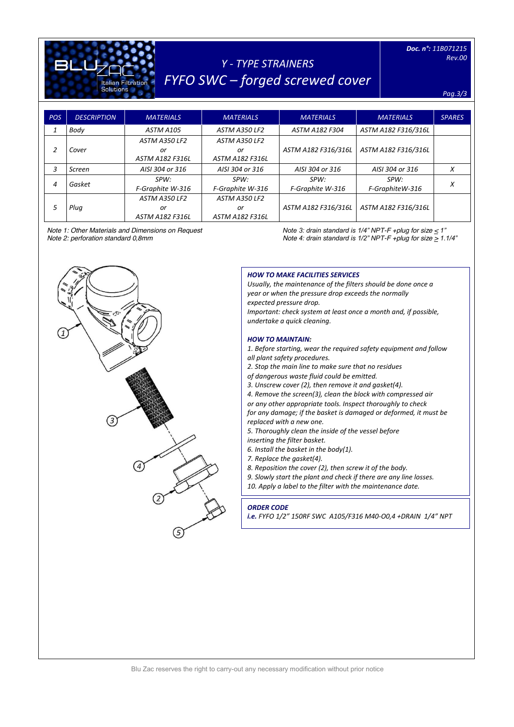# Y - TYPE STRAINERS

## FYFO SWC – forged screwed cover

**Doc. n°:** 11B071215
Rev.00

| POS | DESCRIPTION | MATERIALS | MATERIALS | MATERIALS | MATERIALS | SPARES |
|---|---|---|---|---|---|---|
| 1 | Body | ASTM A105 | ASTM A350 LF2 | ASTM A182 F304 | ASTM A182 F316/316L | |
| 2 | Cover | ASTM A350 LF2 or ASTM A182 F316L | ASTM A350 LF2 or ASTM A182 F316L | ASTM A182 F316/316L | ASTM A182 F316/316L | |
| 3 | Screen | AISI 304 or 316 | AISI 304 or 316 | AISI 304 or 316 | AISI 304 or 316 | X |
| 4 | Gasket | SPW: F-Graphite W-316 | SPW: F-Graphite W-316 | SPW: F-Graphite W-316 | SPW: F-GraphiteW-316 | X |
| 5 | Plug | ASTM A350 LF2 or ASTM A182 F316L | ASTM A350 LF2 or ASTM A182 F316L | ASTM A182 F316/316L | ASTM A182 F316/316L | |

Note 1: Other Materials and Dimensions on Request
Note 2: perforation standard 0,8mm

Note 3: drain standard is 1/4" NPT-F +plug for size ≤ 1"
Note 4: drain standard is 1/2" NPT-F +plug for size ≥ 1.1/4"

1
3
4
2
5

### HOW TO MAKE FACILITIES SERVICES

*Usually, the maintenance of the filters should be done once a year or when the pressure drop exceeds the normally expected pressure drop.*
*Important: check system at least once a month and, if possible, undertake a quick cleaning.*

### HOW TO MAINTAIN:

1. Before starting, wear the required safety equipment and follow all plant safety procedures.
2. Stop the main line to make sure that no residues of dangerous waste fluid could be emitted.
3. Unscrew cover (2), then remove it and gasket(4).
4. Remove the screen(3), clean the block with compressed air or any other appropriate tools. Inspect thoroughly to check for any damage; if the basket is damaged or deformed, it must be replaced with a new one.
5. Thoroughly clean the inside of the vessel before inserting the filter basket.
6. Install the basket in the body(1).
7. Replace the gasket(4).
8. Reposition the cover (2), then screw it of the body.
9. Slowly start the plant and check if there are any line losses.
10. Apply a label to the filter with the maintenance date.

### ORDER CODE

***i.e.*** *FYFO 1/2" 150RF SWC A105/F316 M40-O0,4 +DRAIN 1/4" NPT*

Blu Zac reserves the right to carry-out any necessary modification without prior notice